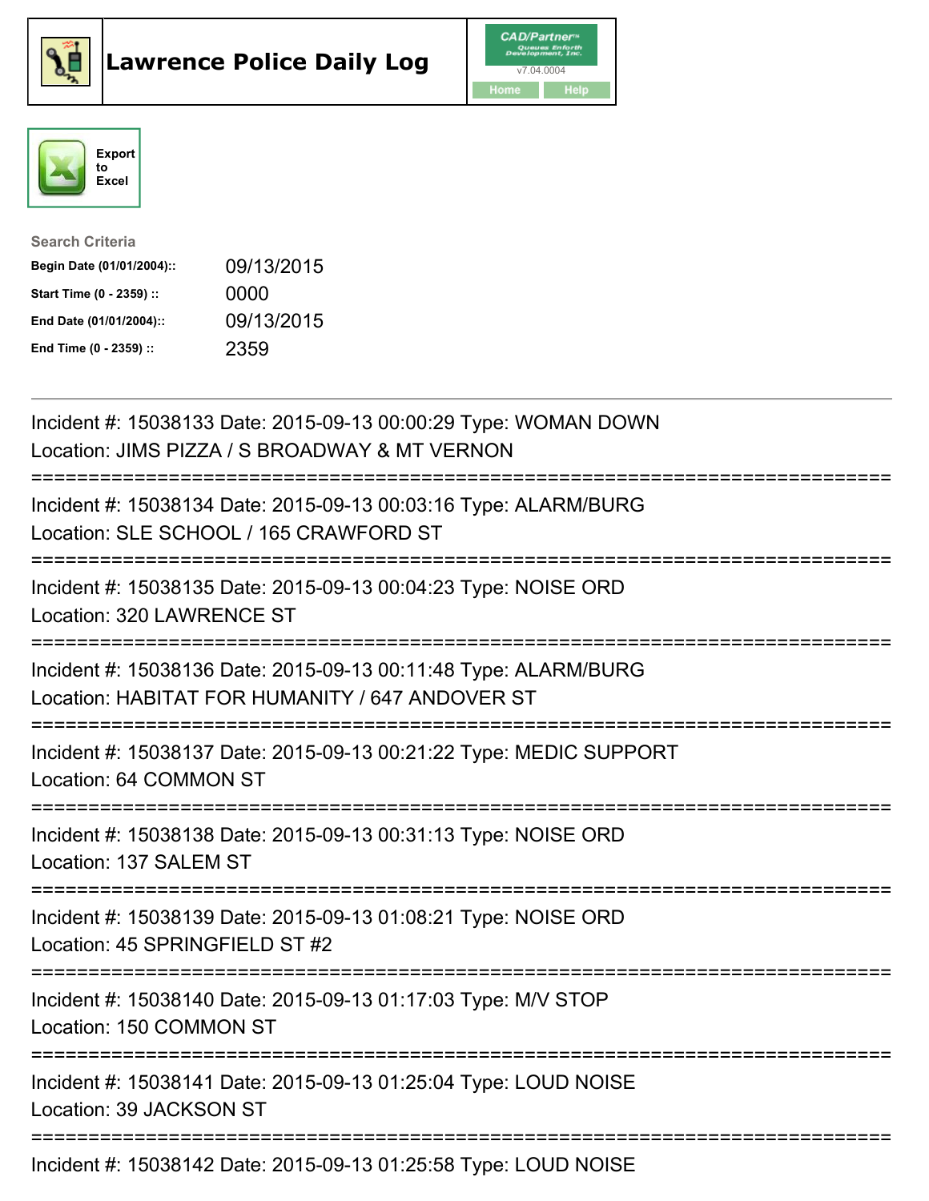# Lawrence Police Daily Log

CAD/Partner v7.04.0004

Home | Help

Export to Excel

**Search Criteria**

| | |
|---|---|
| **Begin Date (01/01/2004)::** | 09/13/2015 |
| **Start Time (0 - 2359) ::** | 0000 |
| **End Date (01/01/2004)::** | 09/13/2015 |
| **End Time (0 - 2359) ::** | 2359 |

---

Incident #: 15038133 Date: 2015-09-13 00:00:29 Type: WOMAN DOWN
Location: JIMS PIZZA / S BROADWAY & MT VERNON

===========================================================================

Incident #: 15038134 Date: 2015-09-13 00:03:16 Type: ALARM/BURG
Location: SLE SCHOOL / 165 CRAWFORD ST

===========================================================================

Incident #: 15038135 Date: 2015-09-13 00:04:23 Type: NOISE ORD
Location: 320 LAWRENCE ST

===========================================================================

Incident #: 15038136 Date: 2015-09-13 00:11:48 Type: ALARM/BURG
Location: HABITAT FOR HUMANITY / 647 ANDOVER ST

===========================================================================

Incident #: 15038137 Date: 2015-09-13 00:21:22 Type: MEDIC SUPPORT
Location: 64 COMMON ST

===========================================================================

Incident #: 15038138 Date: 2015-09-13 00:31:13 Type: NOISE ORD
Location: 137 SALEM ST

===========================================================================

Incident #: 15038139 Date: 2015-09-13 01:08:21 Type: NOISE ORD
Location: 45 SPRINGFIELD ST #2

===========================================================================

Incident #: 15038140 Date: 2015-09-13 01:17:03 Type: M/V STOP
Location: 150 COMMON ST

===========================================================================

Incident #: 15038141 Date: 2015-09-13 01:25:04 Type: LOUD NOISE
Location: 39 JACKSON ST

===========================================================================

Incident #: 15038142 Date: 2015-09-13 01:25:58 Type: LOUD NOISE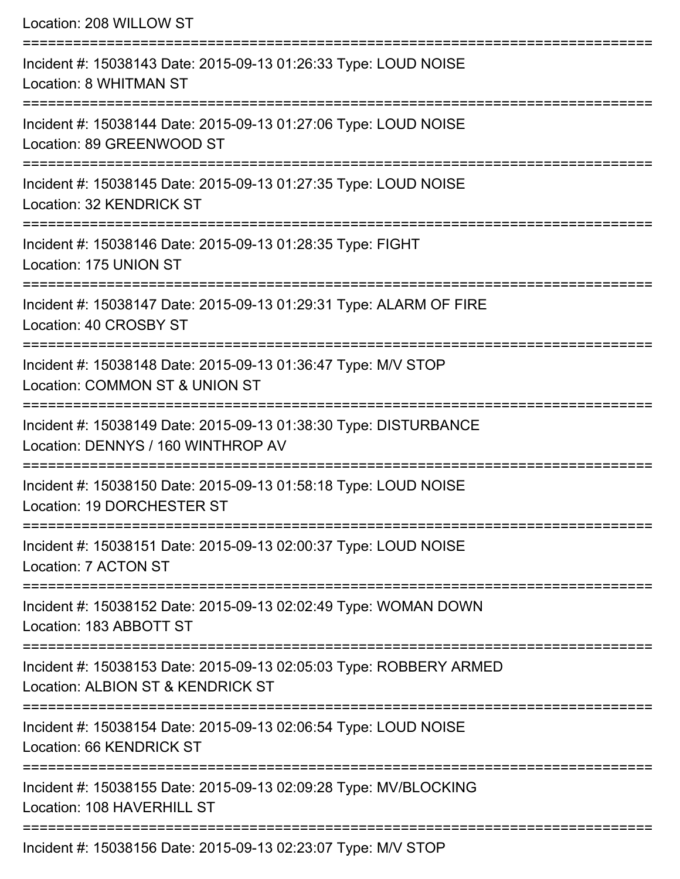Location: 208 WILLOW ST

===========================================================================

Incident #: 15038143 Date: 2015-09-13 01:26:33 Type: LOUD NOISE
Location: 8 WHITMAN ST

===========================================================================

Incident #: 15038144 Date: 2015-09-13 01:27:06 Type: LOUD NOISE
Location: 89 GREENWOOD ST

===========================================================================

Incident #: 15038145 Date: 2015-09-13 01:27:35 Type: LOUD NOISE
Location: 32 KENDRICK ST

===========================================================================

Incident #: 15038146 Date: 2015-09-13 01:28:35 Type: FIGHT
Location: 175 UNION ST

===========================================================================

Incident #: 15038147 Date: 2015-09-13 01:29:31 Type: ALARM OF FIRE
Location: 40 CROSBY ST

===========================================================================

Incident #: 15038148 Date: 2015-09-13 01:36:47 Type: M/V STOP
Location: COMMON ST & UNION ST

===========================================================================

Incident #: 15038149 Date: 2015-09-13 01:38:30 Type: DISTURBANCE
Location: DENNYS / 160 WINTHROP AV

===========================================================================

Incident #: 15038150 Date: 2015-09-13 01:58:18 Type: LOUD NOISE
Location: 19 DORCHESTER ST

===========================================================================

Incident #: 15038151 Date: 2015-09-13 02:00:37 Type: LOUD NOISE
Location: 7 ACTON ST

===========================================================================

Incident #: 15038152 Date: 2015-09-13 02:02:49 Type: WOMAN DOWN
Location: 183 ABBOTT ST

===========================================================================

Incident #: 15038153 Date: 2015-09-13 02:05:03 Type: ROBBERY ARMED
Location: ALBION ST & KENDRICK ST

===========================================================================

Incident #: 15038154 Date: 2015-09-13 02:06:54 Type: LOUD NOISE
Location: 66 KENDRICK ST

===========================================================================

Incident #: 15038155 Date: 2015-09-13 02:09:28 Type: MV/BLOCKING
Location: 108 HAVERHILL ST

===========================================================================

Incident #: 15038156 Date: 2015-09-13 02:23:07 Type: M/V STOP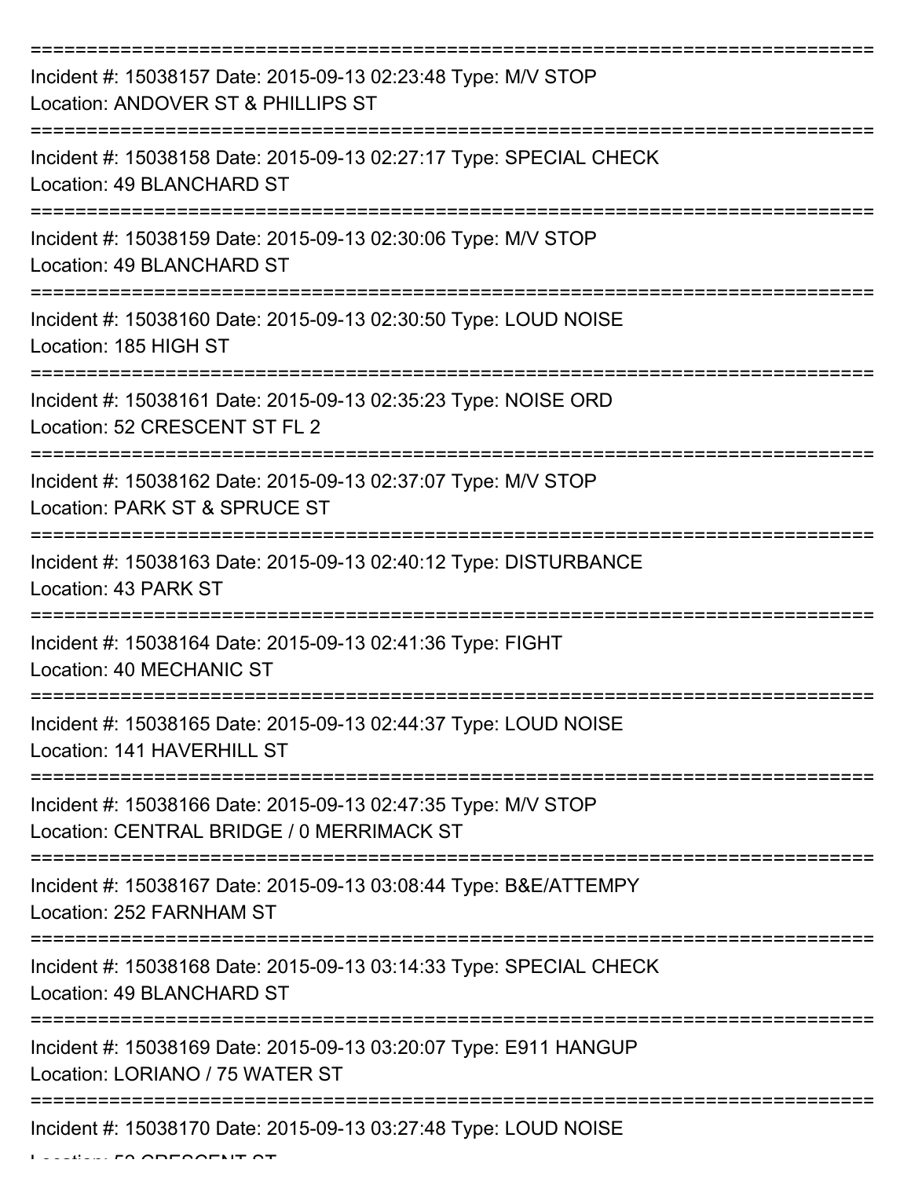===========================================================================

Incident #: 15038157 Date: 2015-09-13 02:23:48 Type: M/V STOP
Location: ANDOVER ST & PHILLIPS ST

===========================================================================

Incident #: 15038158 Date: 2015-09-13 02:27:17 Type: SPECIAL CHECK
Location: 49 BLANCHARD ST

===========================================================================

Incident #: 15038159 Date: 2015-09-13 02:30:06 Type: M/V STOP
Location: 49 BLANCHARD ST

===========================================================================

Incident #: 15038160 Date: 2015-09-13 02:30:50 Type: LOUD NOISE
Location: 185 HIGH ST

===========================================================================

Incident #: 15038161 Date: 2015-09-13 02:35:23 Type: NOISE ORD
Location: 52 CRESCENT ST FL 2

===========================================================================

Incident #: 15038162 Date: 2015-09-13 02:37:07 Type: M/V STOP
Location: PARK ST & SPRUCE ST

===========================================================================

Incident #: 15038163 Date: 2015-09-13 02:40:12 Type: DISTURBANCE
Location: 43 PARK ST

===========================================================================

Incident #: 15038164 Date: 2015-09-13 02:41:36 Type: FIGHT
Location: 40 MECHANIC ST

===========================================================================

Incident #: 15038165 Date: 2015-09-13 02:44:37 Type: LOUD NOISE
Location: 141 HAVERHILL ST

===========================================================================

Incident #: 15038166 Date: 2015-09-13 02:47:35 Type: M/V STOP
Location: CENTRAL BRIDGE / 0 MERRIMACK ST

===========================================================================

Incident #: 15038167 Date: 2015-09-13 03:08:44 Type: B&E/ATTEMPY
Location: 252 FARNHAM ST

===========================================================================

Incident #: 15038168 Date: 2015-09-13 03:14:33 Type: SPECIAL CHECK
Location: 49 BLANCHARD ST

===========================================================================

Incident #: 15038169 Date: 2015-09-13 03:20:07 Type: E911 HANGUP
Location: LORIANO / 75 WATER ST

===========================================================================

Incident #: 15038170 Date: 2015-09-13 03:27:48 Type: LOUD NOISE
Location: 52 CRESCENT ST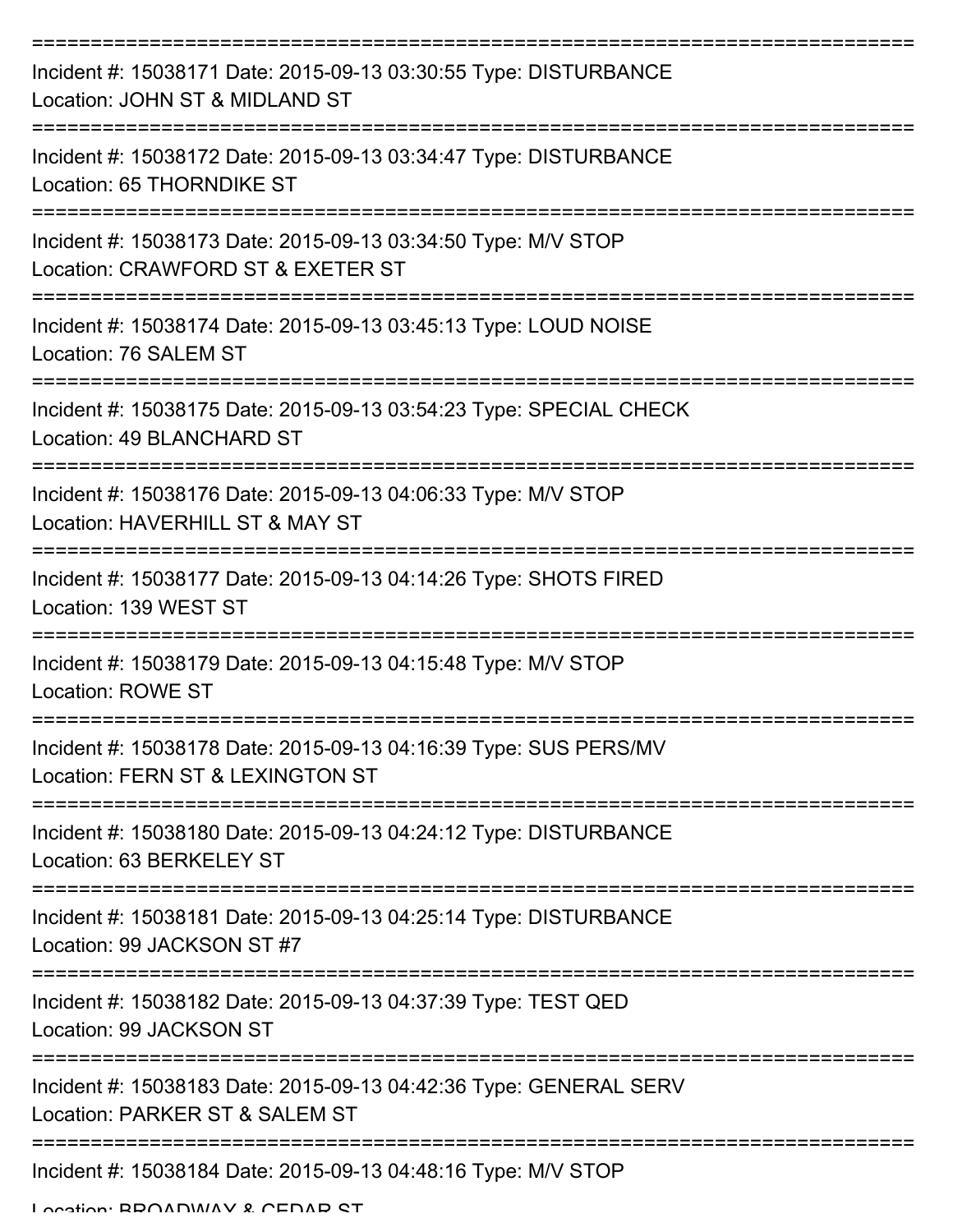===========================================================================

Incident #: 15038171 Date: 2015-09-13 03:30:55 Type: DISTURBANCE
Location: JOHN ST & MIDLAND ST

===========================================================================

Incident #: 15038172 Date: 2015-09-13 03:34:47 Type: DISTURBANCE
Location: 65 THORNDIKE ST

===========================================================================

Incident #: 15038173 Date: 2015-09-13 03:34:50 Type: M/V STOP
Location: CRAWFORD ST & EXETER ST

===========================================================================

Incident #: 15038174 Date: 2015-09-13 03:45:13 Type: LOUD NOISE
Location: 76 SALEM ST

===========================================================================

Incident #: 15038175 Date: 2015-09-13 03:54:23 Type: SPECIAL CHECK
Location: 49 BLANCHARD ST

===========================================================================

Incident #: 15038176 Date: 2015-09-13 04:06:33 Type: M/V STOP
Location: HAVERHILL ST & MAY ST

===========================================================================

Incident #: 15038177 Date: 2015-09-13 04:14:26 Type: SHOTS FIRED
Location: 139 WEST ST

===========================================================================

Incident #: 15038179 Date: 2015-09-13 04:15:48 Type: M/V STOP
Location: ROWE ST

===========================================================================

Incident #: 15038178 Date: 2015-09-13 04:16:39 Type: SUS PERS/MV
Location: FERN ST & LEXINGTON ST

===========================================================================

Incident #: 15038180 Date: 2015-09-13 04:24:12 Type: DISTURBANCE
Location: 63 BERKELEY ST

===========================================================================

Incident #: 15038181 Date: 2015-09-13 04:25:14 Type: DISTURBANCE
Location: 99 JACKSON ST #7

===========================================================================

Incident #: 15038182 Date: 2015-09-13 04:37:39 Type: TEST QED
Location: 99 JACKSON ST

===========================================================================

Incident #: 15038183 Date: 2015-09-13 04:42:36 Type: GENERAL SERV
Location: PARKER ST & SALEM ST

===========================================================================

Incident #: 15038184 Date: 2015-09-13 04:48:16 Type: M/V STOP
Location: BROADWAY & CEDAR ST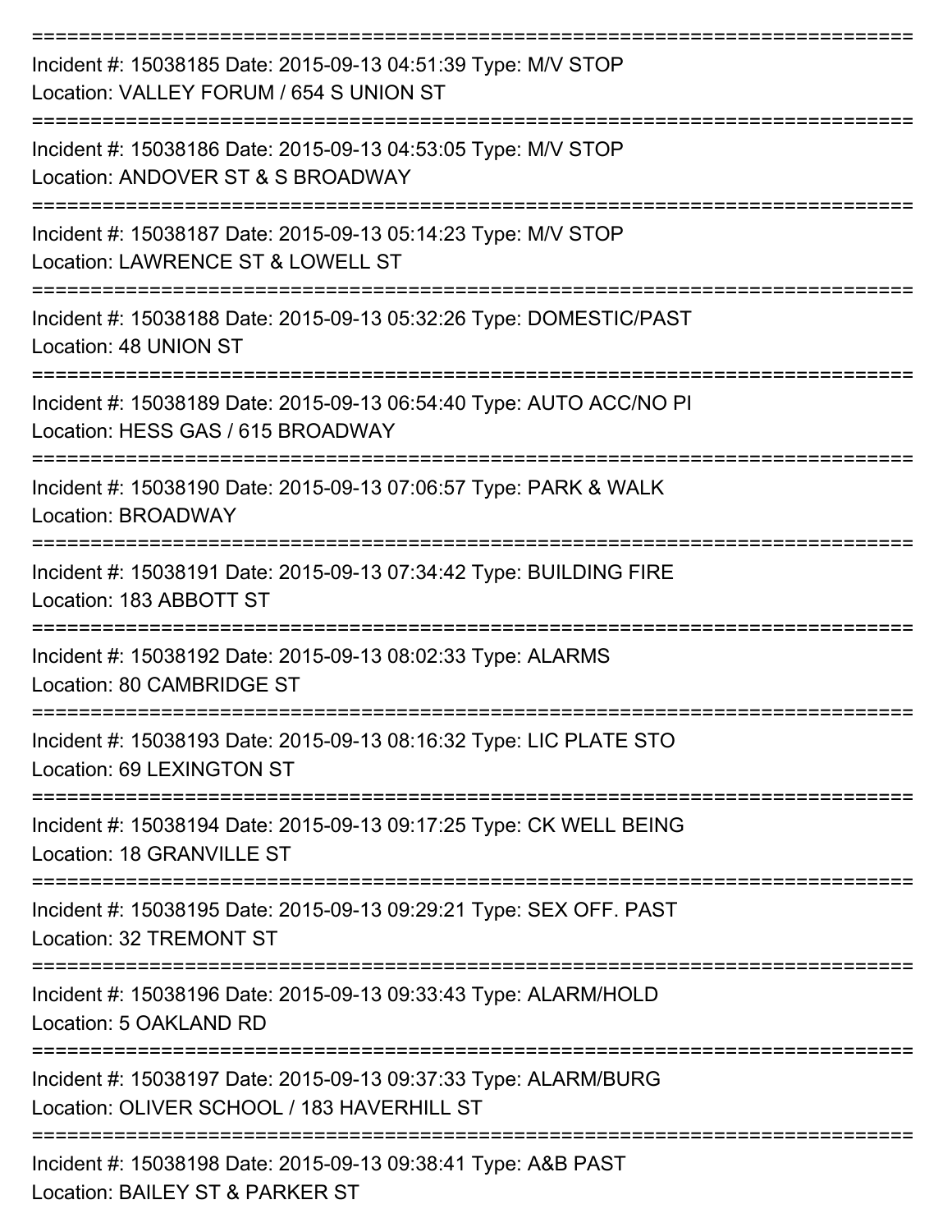===========================================================================

Incident #: 15038185 Date: 2015-09-13 04:51:39 Type: M/V STOP
Location: VALLEY FORUM / 654 S UNION ST

===========================================================================

Incident #: 15038186 Date: 2015-09-13 04:53:05 Type: M/V STOP
Location: ANDOVER ST & S BROADWAY

===========================================================================

Incident #: 15038187 Date: 2015-09-13 05:14:23 Type: M/V STOP
Location: LAWRENCE ST & LOWELL ST

===========================================================================

Incident #: 15038188 Date: 2015-09-13 05:32:26 Type: DOMESTIC/PAST
Location: 48 UNION ST

===========================================================================

Incident #: 15038189 Date: 2015-09-13 06:54:40 Type: AUTO ACC/NO PI
Location: HESS GAS / 615 BROADWAY

===========================================================================

Incident #: 15038190 Date: 2015-09-13 07:06:57 Type: PARK & WALK
Location: BROADWAY

===========================================================================

Incident #: 15038191 Date: 2015-09-13 07:34:42 Type: BUILDING FIRE
Location: 183 ABBOTT ST

===========================================================================

Incident #: 15038192 Date: 2015-09-13 08:02:33 Type: ALARMS
Location: 80 CAMBRIDGE ST

===========================================================================

Incident #: 15038193 Date: 2015-09-13 08:16:32 Type: LIC PLATE STO
Location: 69 LEXINGTON ST

===========================================================================

Incident #: 15038194 Date: 2015-09-13 09:17:25 Type: CK WELL BEING
Location: 18 GRANVILLE ST

===========================================================================

Incident #: 15038195 Date: 2015-09-13 09:29:21 Type: SEX OFF. PAST
Location: 32 TREMONT ST

===========================================================================

Incident #: 15038196 Date: 2015-09-13 09:33:43 Type: ALARM/HOLD
Location: 5 OAKLAND RD

===========================================================================

Incident #: 15038197 Date: 2015-09-13 09:37:33 Type: ALARM/BURG
Location: OLIVER SCHOOL / 183 HAVERHILL ST

===========================================================================

Incident #: 15038198 Date: 2015-09-13 09:38:41 Type: A&B PAST
Location: BAILEY ST & PARKER ST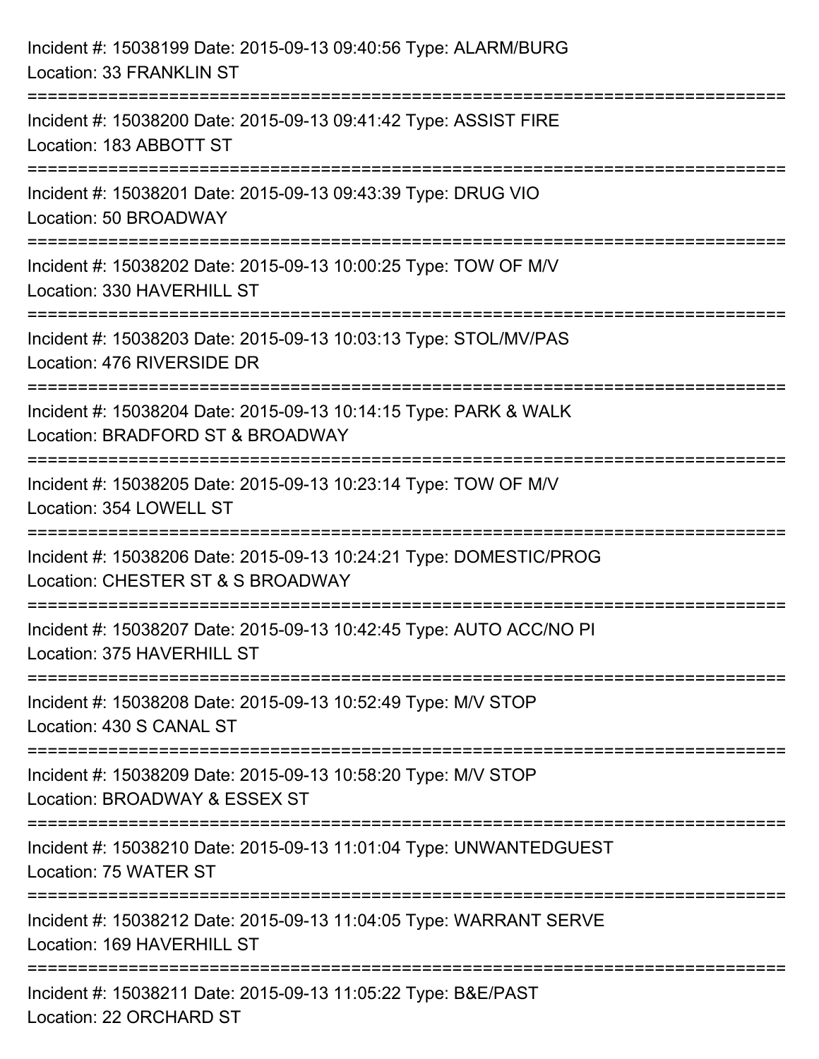Incident #: 15038199 Date: 2015-09-13 09:40:56 Type: ALARM/BURG
Location: 33 FRANKLIN ST

===========================================================================

Incident #: 15038200 Date: 2015-09-13 09:41:42 Type: ASSIST FIRE
Location: 183 ABBOTT ST

===========================================================================

Incident #: 15038201 Date: 2015-09-13 09:43:39 Type: DRUG VIO
Location: 50 BROADWAY

===========================================================================

Incident #: 15038202 Date: 2015-09-13 10:00:25 Type: TOW OF M/V
Location: 330 HAVERHILL ST

===========================================================================

Incident #: 15038203 Date: 2015-09-13 10:03:13 Type: STOL/MV/PAS
Location: 476 RIVERSIDE DR

===========================================================================

Incident #: 15038204 Date: 2015-09-13 10:14:15 Type: PARK & WALK
Location: BRADFORD ST & BROADWAY

===========================================================================

Incident #: 15038205 Date: 2015-09-13 10:23:14 Type: TOW OF M/V
Location: 354 LOWELL ST

===========================================================================

Incident #: 15038206 Date: 2015-09-13 10:24:21 Type: DOMESTIC/PROG
Location: CHESTER ST & S BROADWAY

===========================================================================

Incident #: 15038207 Date: 2015-09-13 10:42:45 Type: AUTO ACC/NO PI
Location: 375 HAVERHILL ST

===========================================================================

Incident #: 15038208 Date: 2015-09-13 10:52:49 Type: M/V STOP
Location: 430 S CANAL ST

===========================================================================

Incident #: 15038209 Date: 2015-09-13 10:58:20 Type: M/V STOP
Location: BROADWAY & ESSEX ST

===========================================================================

Incident #: 15038210 Date: 2015-09-13 11:01:04 Type: UNWANTEDGUEST
Location: 75 WATER ST

===========================================================================

Incident #: 15038212 Date: 2015-09-13 11:04:05 Type: WARRANT SERVE
Location: 169 HAVERHILL ST

===========================================================================

Incident #: 15038211 Date: 2015-09-13 11:05:22 Type: B&E/PAST
Location: 22 ORCHARD ST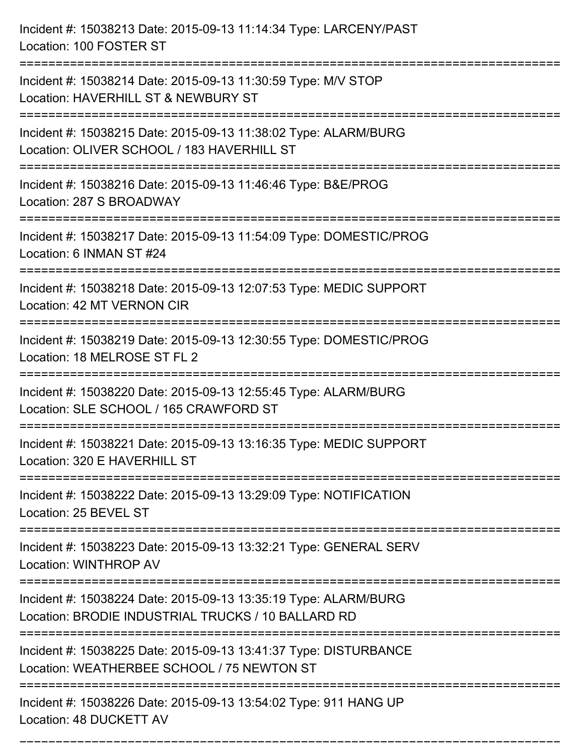Incident #: 15038213 Date: 2015-09-13 11:14:34 Type: LARCENY/PAST
Location: 100 FOSTER ST

===========================================================================

Incident #: 15038214 Date: 2015-09-13 11:30:59 Type: M/V STOP
Location: HAVERHILL ST & NEWBURY ST

===========================================================================

Incident #: 15038215 Date: 2015-09-13 11:38:02 Type: ALARM/BURG
Location: OLIVER SCHOOL / 183 HAVERHILL ST

===========================================================================

Incident #: 15038216 Date: 2015-09-13 11:46:46 Type: B&E/PROG
Location: 287 S BROADWAY

===========================================================================

Incident #: 15038217 Date: 2015-09-13 11:54:09 Type: DOMESTIC/PROG
Location: 6 INMAN ST #24

===========================================================================

Incident #: 15038218 Date: 2015-09-13 12:07:53 Type: MEDIC SUPPORT
Location: 42 MT VERNON CIR

===========================================================================

Incident #: 15038219 Date: 2015-09-13 12:30:55 Type: DOMESTIC/PROG
Location: 18 MELROSE ST FL 2

===========================================================================

Incident #: 15038220 Date: 2015-09-13 12:55:45 Type: ALARM/BURG
Location: SLE SCHOOL / 165 CRAWFORD ST

===========================================================================

Incident #: 15038221 Date: 2015-09-13 13:16:35 Type: MEDIC SUPPORT
Location: 320 E HAVERHILL ST

===========================================================================

Incident #: 15038222 Date: 2015-09-13 13:29:09 Type: NOTIFICATION
Location: 25 BEVEL ST

===========================================================================

Incident #: 15038223 Date: 2015-09-13 13:32:21 Type: GENERAL SERV
Location: WINTHROP AV

===========================================================================

Incident #: 15038224 Date: 2015-09-13 13:35:19 Type: ALARM/BURG
Location: BRODIE INDUSTRIAL TRUCKS / 10 BALLARD RD

===========================================================================

Incident #: 15038225 Date: 2015-09-13 13:41:37 Type: DISTURBANCE
Location: WEATHERBEE SCHOOL / 75 NEWTON ST

===========================================================================

Incident #: 15038226 Date: 2015-09-13 13:54:02 Type: 911 HANG UP
Location: 48 DUCKETT AV

===========================================================================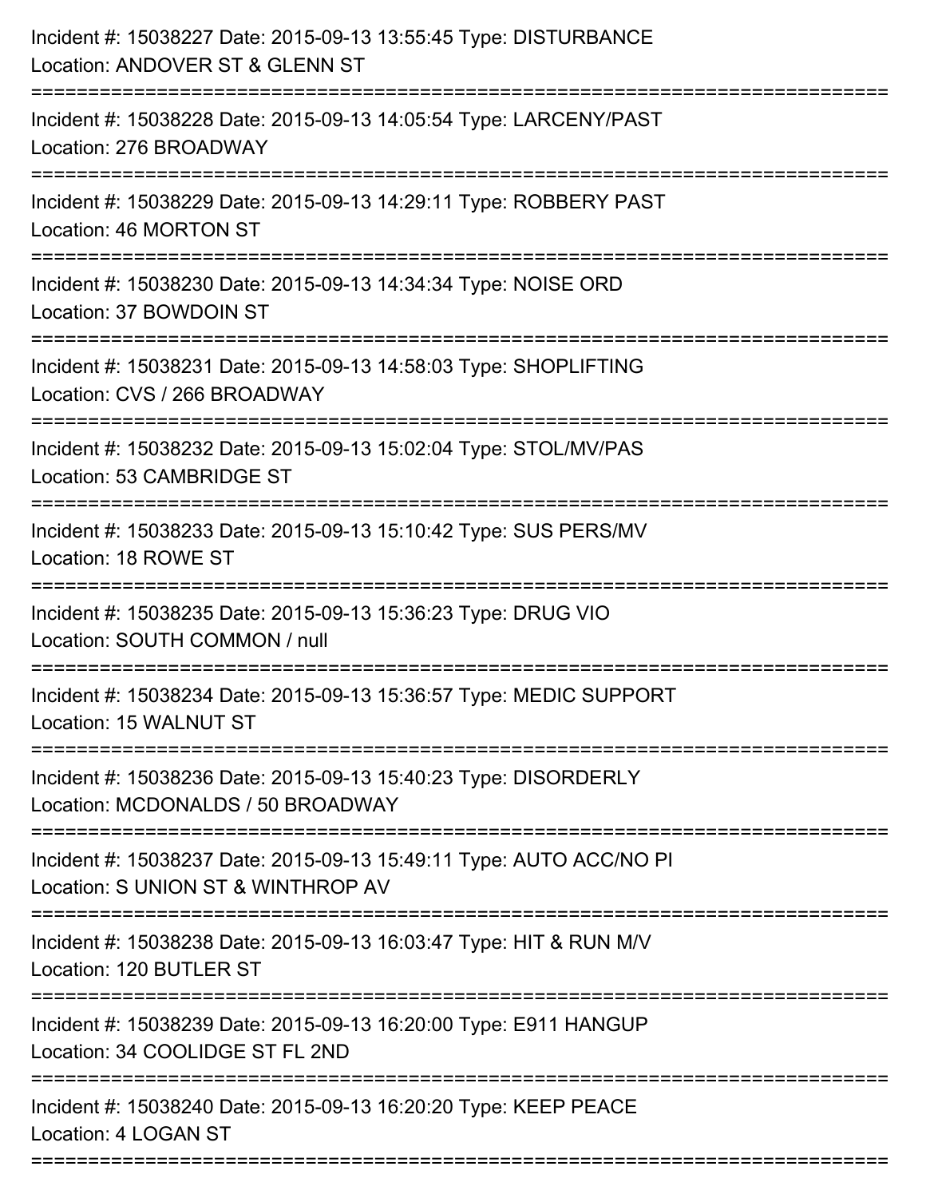Incident #: 15038227 Date: 2015-09-13 13:55:45 Type: DISTURBANCE
Location: ANDOVER ST & GLENN ST

===========================================================================

Incident #: 15038228 Date: 2015-09-13 14:05:54 Type: LARCENY/PAST
Location: 276 BROADWAY

===========================================================================

Incident #: 15038229 Date: 2015-09-13 14:29:11 Type: ROBBERY PAST
Location: 46 MORTON ST

===========================================================================

Incident #: 15038230 Date: 2015-09-13 14:34:34 Type: NOISE ORD
Location: 37 BOWDOIN ST

===========================================================================

Incident #: 15038231 Date: 2015-09-13 14:58:03 Type: SHOPLIFTING
Location: CVS / 266 BROADWAY

===========================================================================

Incident #: 15038232 Date: 2015-09-13 15:02:04 Type: STOL/MV/PAS
Location: 53 CAMBRIDGE ST

===========================================================================

Incident #: 15038233 Date: 2015-09-13 15:10:42 Type: SUS PERS/MV
Location: 18 ROWE ST

===========================================================================

Incident #: 15038235 Date: 2015-09-13 15:36:23 Type: DRUG VIO
Location: SOUTH COMMON / null

===========================================================================

Incident #: 15038234 Date: 2015-09-13 15:36:57 Type: MEDIC SUPPORT
Location: 15 WALNUT ST

===========================================================================

Incident #: 15038236 Date: 2015-09-13 15:40:23 Type: DISORDERLY
Location: MCDONALDS / 50 BROADWAY

===========================================================================

Incident #: 15038237 Date: 2015-09-13 15:49:11 Type: AUTO ACC/NO PI
Location: S UNION ST & WINTHROP AV

===========================================================================

Incident #: 15038238 Date: 2015-09-13 16:03:47 Type: HIT & RUN M/V
Location: 120 BUTLER ST

===========================================================================

Incident #: 15038239 Date: 2015-09-13 16:20:00 Type: E911 HANGUP
Location: 34 COOLIDGE ST FL 2ND

===========================================================================

Incident #: 15038240 Date: 2015-09-13 16:20:20 Type: KEEP PEACE
Location: 4 LOGAN ST

===========================================================================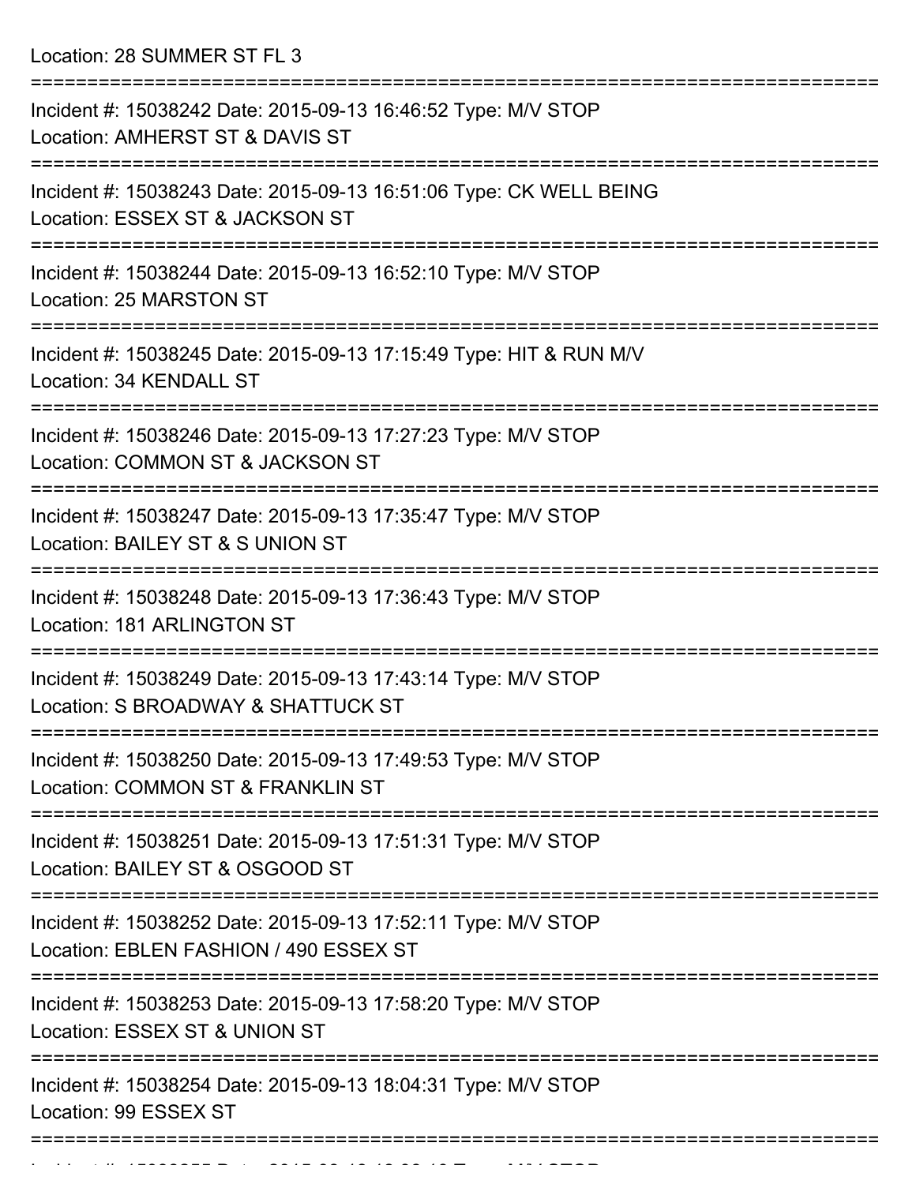Location: 28 SUMMER ST FL 3

===========================================================================

Incident #: 15038242 Date: 2015-09-13 16:46:52 Type: M/V STOP
Location: AMHERST ST & DAVIS ST

===========================================================================

Incident #: 15038243 Date: 2015-09-13 16:51:06 Type: CK WELL BEING
Location: ESSEX ST & JACKSON ST

===========================================================================

Incident #: 15038244 Date: 2015-09-13 16:52:10 Type: M/V STOP
Location: 25 MARSTON ST

===========================================================================

Incident #: 15038245 Date: 2015-09-13 17:15:49 Type: HIT & RUN M/V
Location: 34 KENDALL ST

===========================================================================

Incident #: 15038246 Date: 2015-09-13 17:27:23 Type: M/V STOP
Location: COMMON ST & JACKSON ST

===========================================================================

Incident #: 15038247 Date: 2015-09-13 17:35:47 Type: M/V STOP
Location: BAILEY ST & S UNION ST

===========================================================================

Incident #: 15038248 Date: 2015-09-13 17:36:43 Type: M/V STOP
Location: 181 ARLINGTON ST

===========================================================================

Incident #: 15038249 Date: 2015-09-13 17:43:14 Type: M/V STOP
Location: S BROADWAY & SHATTUCK ST

===========================================================================

Incident #: 15038250 Date: 2015-09-13 17:49:53 Type: M/V STOP
Location: COMMON ST & FRANKLIN ST

===========================================================================

Incident #: 15038251 Date: 2015-09-13 17:51:31 Type: M/V STOP
Location: BAILEY ST & OSGOOD ST

===========================================================================

Incident #: 15038252 Date: 2015-09-13 17:52:11 Type: M/V STOP
Location: EBLEN FASHION / 490 ESSEX ST

===========================================================================

Incident #: 15038253 Date: 2015-09-13 17:58:20 Type: M/V STOP
Location: ESSEX ST & UNION ST

===========================================================================

Incident #: 15038254 Date: 2015-09-13 18:04:31 Type: M/V STOP
Location: 99 ESSEX ST

===========================================================================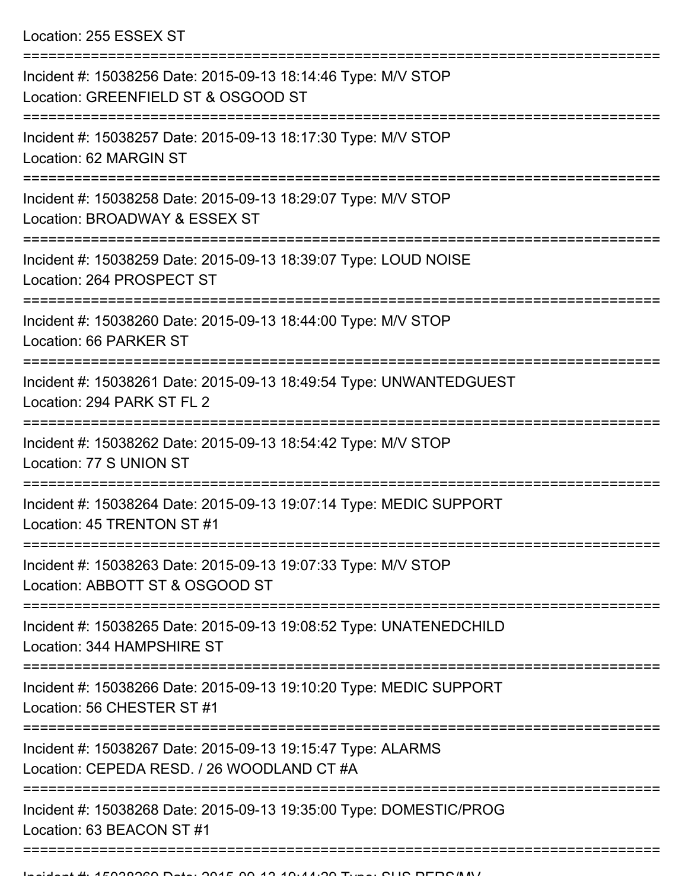Location: 255 ESSEX ST

===========================================================================

Incident #: 15038256 Date: 2015-09-13 18:14:46 Type: M/V STOP
Location: GREENFIELD ST & OSGOOD ST

===========================================================================

Incident #: 15038257 Date: 2015-09-13 18:17:30 Type: M/V STOP
Location: 62 MARGIN ST

===========================================================================

Incident #: 15038258 Date: 2015-09-13 18:29:07 Type: M/V STOP
Location: BROADWAY & ESSEX ST

===========================================================================

Incident #: 15038259 Date: 2015-09-13 18:39:07 Type: LOUD NOISE
Location: 264 PROSPECT ST

===========================================================================

Incident #: 15038260 Date: 2015-09-13 18:44:00 Type: M/V STOP
Location: 66 PARKER ST

===========================================================================

Incident #: 15038261 Date: 2015-09-13 18:49:54 Type: UNWANTEDGUEST
Location: 294 PARK ST FL 2

===========================================================================

Incident #: 15038262 Date: 2015-09-13 18:54:42 Type: M/V STOP
Location: 77 S UNION ST

===========================================================================

Incident #: 15038264 Date: 2015-09-13 19:07:14 Type: MEDIC SUPPORT
Location: 45 TRENTON ST #1

===========================================================================

Incident #: 15038263 Date: 2015-09-13 19:07:33 Type: M/V STOP
Location: ABBOTT ST & OSGOOD ST

===========================================================================

Incident #: 15038265 Date: 2015-09-13 19:08:52 Type: UNATENEDCHILD
Location: 344 HAMPSHIRE ST

===========================================================================

Incident #: 15038266 Date: 2015-09-13 19:10:20 Type: MEDIC SUPPORT
Location: 56 CHESTER ST #1

===========================================================================

Incident #: 15038267 Date: 2015-09-13 19:15:47 Type: ALARMS
Location: CEPEDA RESD. / 26 WOODLAND CT #A

===========================================================================

Incident #: 15038268 Date: 2015-09-13 19:35:00 Type: DOMESTIC/PROG
Location: 63 BEACON ST #1

===========================================================================

Incident #: 15038269 Date: 2015-09-13 19:44:29 Type: SUS PERS/MV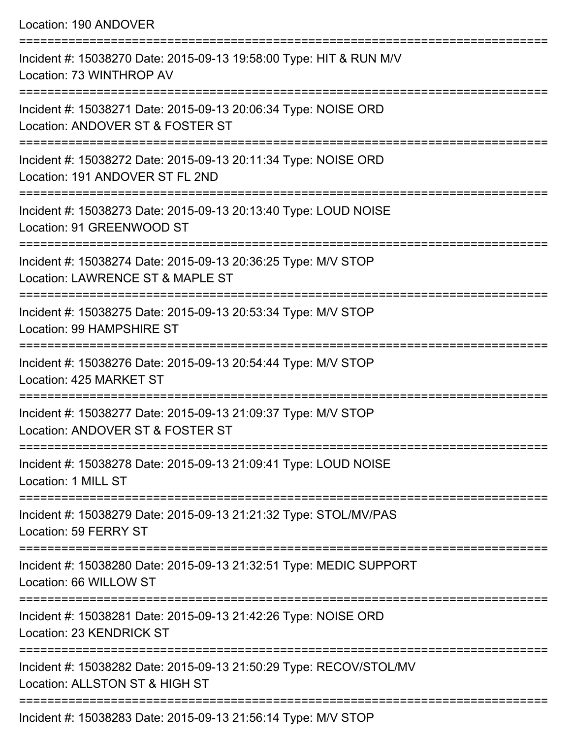Location: 190 ANDOVER

===========================================================================

Incident #: 15038270 Date: 2015-09-13 19:58:00 Type: HIT & RUN M/V
Location: 73 WINTHROP AV

===========================================================================

Incident #: 15038271 Date: 2015-09-13 20:06:34 Type: NOISE ORD
Location: ANDOVER ST & FOSTER ST

===========================================================================

Incident #: 15038272 Date: 2015-09-13 20:11:34 Type: NOISE ORD
Location: 191 ANDOVER ST FL 2ND

===========================================================================

Incident #: 15038273 Date: 2015-09-13 20:13:40 Type: LOUD NOISE
Location: 91 GREENWOOD ST

===========================================================================

Incident #: 15038274 Date: 2015-09-13 20:36:25 Type: M/V STOP
Location: LAWRENCE ST & MAPLE ST

===========================================================================

Incident #: 15038275 Date: 2015-09-13 20:53:34 Type: M/V STOP
Location: 99 HAMPSHIRE ST

===========================================================================

Incident #: 15038276 Date: 2015-09-13 20:54:44 Type: M/V STOP
Location: 425 MARKET ST

===========================================================================

Incident #: 15038277 Date: 2015-09-13 21:09:37 Type: M/V STOP
Location: ANDOVER ST & FOSTER ST

===========================================================================

Incident #: 15038278 Date: 2015-09-13 21:09:41 Type: LOUD NOISE
Location: 1 MILL ST

===========================================================================

Incident #: 15038279 Date: 2015-09-13 21:21:32 Type: STOL/MV/PAS
Location: 59 FERRY ST

===========================================================================

Incident #: 15038280 Date: 2015-09-13 21:32:51 Type: MEDIC SUPPORT
Location: 66 WILLOW ST

===========================================================================

Incident #: 15038281 Date: 2015-09-13 21:42:26 Type: NOISE ORD
Location: 23 KENDRICK ST

===========================================================================

Incident #: 15038282 Date: 2015-09-13 21:50:29 Type: RECOV/STOL/MV
Location: ALLSTON ST & HIGH ST

===========================================================================

Incident #: 15038283 Date: 2015-09-13 21:56:14 Type: M/V STOP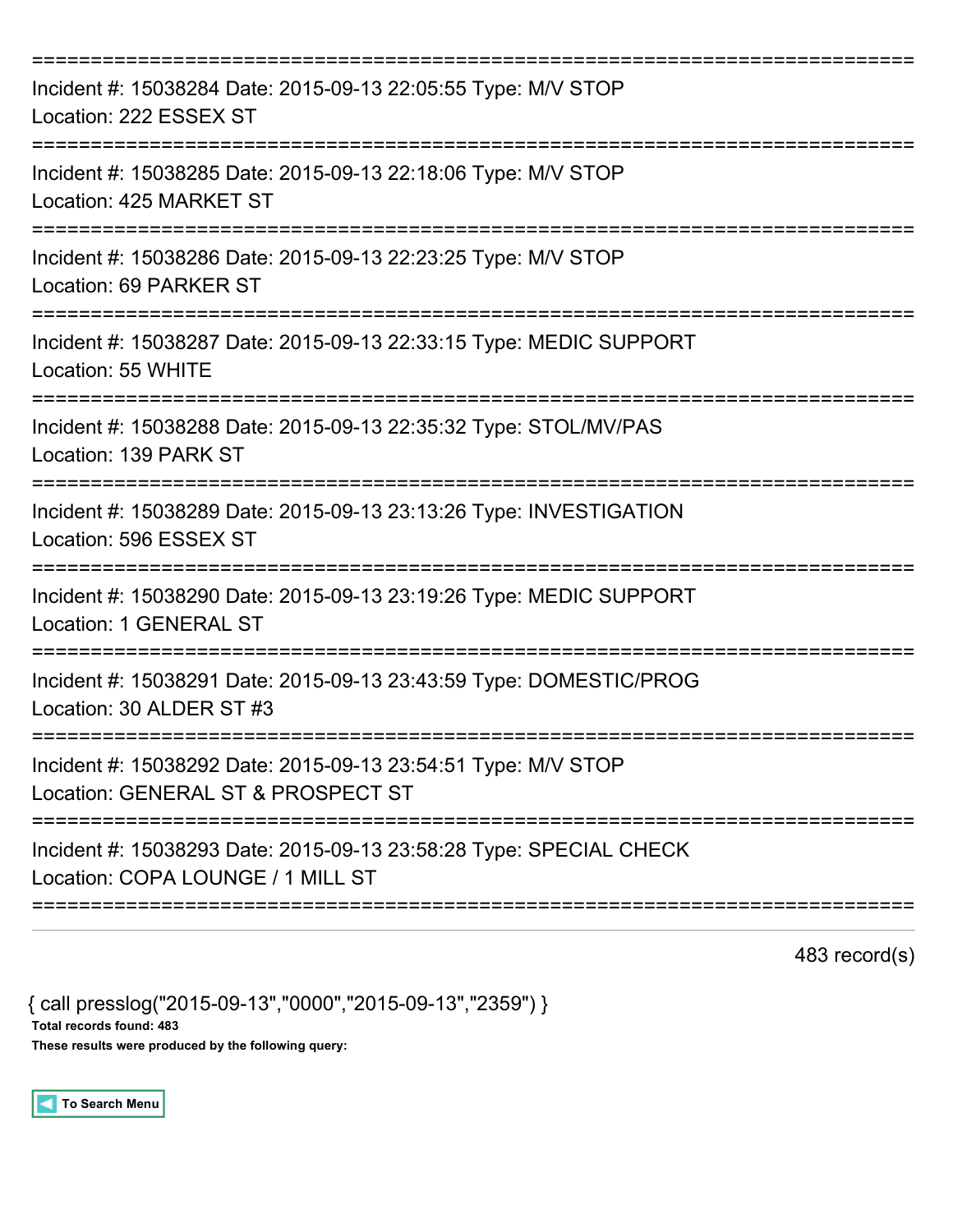===========================================================================

Incident #: 15038284 Date: 2015-09-13 22:05:55 Type: M/V STOP

Location: 222 ESSEX ST

===========================================================================

Incident #: 15038285 Date: 2015-09-13 22:18:06 Type: M/V STOP

Location: 425 MARKET ST

===========================================================================

Incident #: 15038286 Date: 2015-09-13 22:23:25 Type: M/V STOP

Location: 69 PARKER ST

===========================================================================

Incident #: 15038287 Date: 2015-09-13 22:33:15 Type: MEDIC SUPPORT

Location: 55 WHITE

===========================================================================

Incident #: 15038288 Date: 2015-09-13 22:35:32 Type: STOL/MV/PAS

Location: 139 PARK ST

===========================================================================

Incident #: 15038289 Date: 2015-09-13 23:13:26 Type: INVESTIGATION

Location: 596 ESSEX ST

===========================================================================

Incident #: 15038290 Date: 2015-09-13 23:19:26 Type: MEDIC SUPPORT

Location: 1 GENERAL ST

===========================================================================

Incident #: 15038291 Date: 2015-09-13 23:43:59 Type: DOMESTIC/PROG

Location: 30 ALDER ST #3

===========================================================================

Incident #: 15038292 Date: 2015-09-13 23:54:51 Type: M/V STOP

Location: GENERAL ST & PROSPECT ST

===========================================================================

Incident #: 15038293 Date: 2015-09-13 23:58:28 Type: SPECIAL CHECK

Location: COPA LOUNGE / 1 MILL ST

===========================================================================

483 record(s)

{ call presslog("2015-09-13","0000","2015-09-13","2359") }

**Total records found: 483**

**These results were produced by the following query:**

To Search Menu